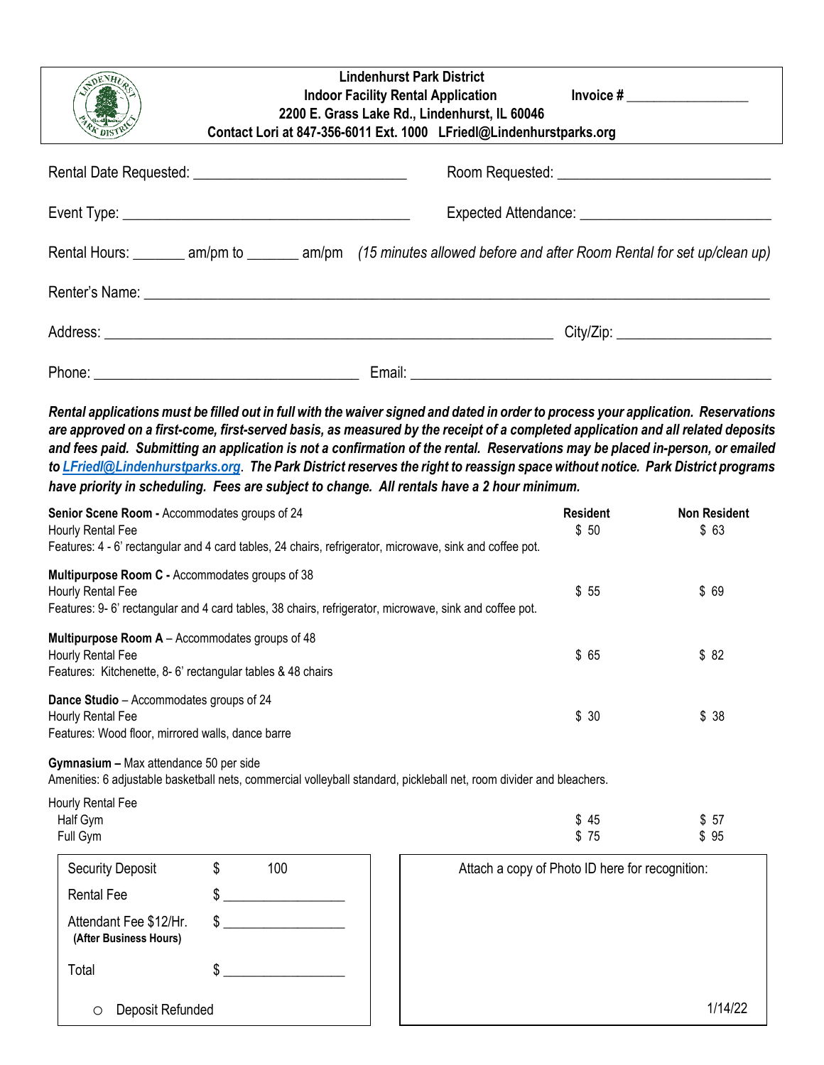# Lindenhurst Park District

**Indoor Facility Rental Application** **Invoice # ________________**

**2200 E. Grass Lake Rd., Lindenhurst, IL 60046**

**Contact Lori at 847-356-6011 Ext. 1000 LFriedl@Lindenhurstparks.org**

Rental Date Requested: ___________________________ Room Requested: ___________________________

Event Type: _____________________________________ Expected Attendance: ________________________

Rental Hours: _______ am/pm to _______ am/pm *(15 minutes allowed before and after Room Rental for set up/clean up)*

Renter's Name: ______________________________________________________________________________

Address: _______________________________________________________ City/Zip: ____________________

Phone: __________________________________ Email: ______________________________________________

***Rental applications must be filled out in full with the waiver signed and dated in order to process your application. Reservations are approved on a first-come, first-served basis, as measured by the receipt of a completed application and all related deposits and fees paid. Submitting an application is not a confirmation of the rental. Reservations may be placed in-person, or emailed to LFriedl@Lindenhurstparks.org. The Park District reserves the right to reassign space without notice. Park District programs have priority in scheduling. Fees are subject to change. All rentals have a 2 hour minimum.***

| | Resident | Non Resident |
|---|---|---|
| **Senior Scene Room -** Accommodates groups of 24<br>Hourly Rental Fee<br>Features: 4 - 6' rectangular and 4 card tables, 24 chairs, refrigerator, microwave, sink and coffee pot. | $ 50 | $ 63 |
| **Multipurpose Room C -** Accommodates groups of 38<br>Hourly Rental Fee<br>Features: 9- 6' rectangular and 4 card tables, 38 chairs, refrigerator, microwave, sink and coffee pot. | $ 55 | $ 69 |
| **Multipurpose Room A** – Accommodates groups of 48<br>Hourly Rental Fee<br>Features: Kitchenette, 8- 6' rectangular tables & 48 chairs | $ 65 | $ 82 |
| **Dance Studio** – Accommodates groups of 24<br>Hourly Rental Fee<br>Features: Wood floor, mirrored walls, dance barre | $ 30 | $ 38 |
| **Gymnasium –** Max attendance 50 per side<br>Amenities: 6 adjustable basketball nets, commercial volleyball standard, pickleball net, room divider and bleachers. | | |
| Hourly Rental Fee<br>Half Gym | $ 45 | $ 57 |
| Full Gym | $ 75 | $ 95 |

| | |
|---|---|
| Security Deposit | $ 100 |
| Rental Fee | $ ________________ |
| Attendant Fee $12/Hr. **(After Business Hours)** | $ ________________ |
| Total | $ ________________ |

○ Deposit Refunded

Attach a copy of Photo ID here for recognition:

1/14/22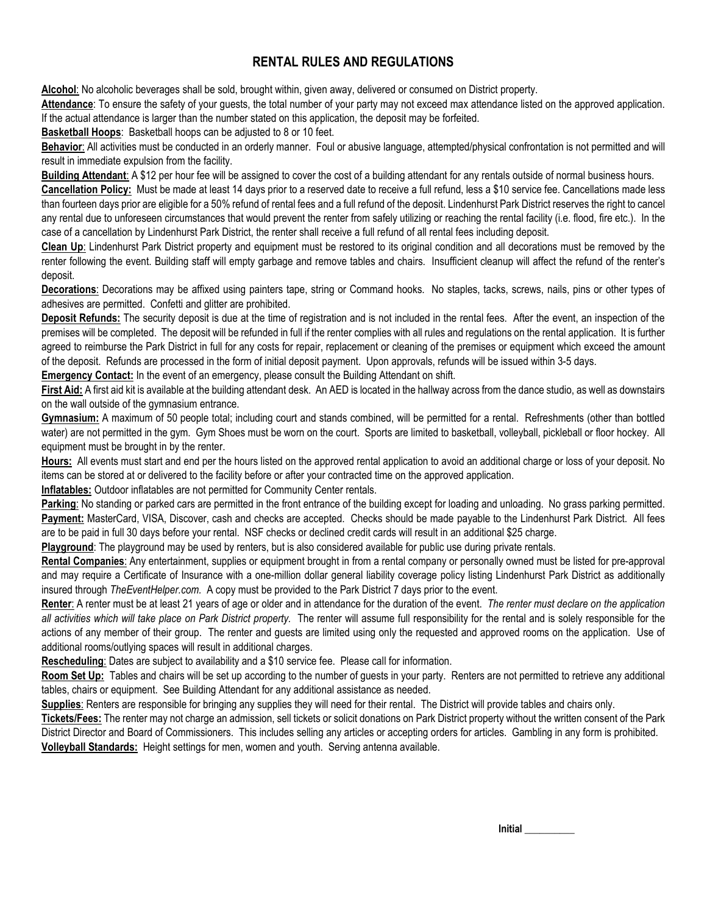## RENTAL RULES AND REGULATIONS

**Alcohol**: No alcoholic beverages shall be sold, brought within, given away, delivered or consumed on District property.

**Attendance**: To ensure the safety of your guests, the total number of your party may not exceed max attendance listed on the approved application. If the actual attendance is larger than the number stated on this application, the deposit may be forfeited.

**Basketball Hoops**: Basketball hoops can be adjusted to 8 or 10 feet.

**Behavior**: All activities must be conducted in an orderly manner. Foul or abusive language, attempted/physical confrontation is not permitted and will result in immediate expulsion from the facility.

**Building Attendant**: A $12 per hour fee will be assigned to cover the cost of a building attendant for any rentals outside of normal business hours.

**Cancellation Policy:** Must be made at least 14 days prior to a reserved date to receive a full refund, less a $10 service fee. Cancellations made less than fourteen days prior are eligible for a 50% refund of rental fees and a full refund of the deposit. Lindenhurst Park District reserves the right to cancel any rental due to unforeseen circumstances that would prevent the renter from safely utilizing or reaching the rental facility (i.e. flood, fire etc.). In the case of a cancellation by Lindenhurst Park District, the renter shall receive a full refund of all rental fees including deposit.

**Clean Up**: Lindenhurst Park District property and equipment must be restored to its original condition and all decorations must be removed by the renter following the event. Building staff will empty garbage and remove tables and chairs. Insufficient cleanup will affect the refund of the renter's deposit.

**Decorations**: Decorations may be affixed using painters tape, string or Command hooks. No staples, tacks, screws, nails, pins or other types of adhesives are permitted. Confetti and glitter are prohibited.

**Deposit Refunds:** The security deposit is due at the time of registration and is not included in the rental fees. After the event, an inspection of the premises will be completed. The deposit will be refunded in full if the renter complies with all rules and regulations on the rental application. It is further agreed to reimburse the Park District in full for any costs for repair, replacement or cleaning of the premises or equipment which exceed the amount of the deposit. Refunds are processed in the form of initial deposit payment. Upon approvals, refunds will be issued within 3-5 days.

**Emergency Contact:** In the event of an emergency, please consult the Building Attendant on shift.

**First Aid:** A first aid kit is available at the building attendant desk. An AED is located in the hallway across from the dance studio, as well as downstairs on the wall outside of the gymnasium entrance.

**Gymnasium:** A maximum of 50 people total; including court and stands combined, will be permitted for a rental. Refreshments (other than bottled water) are not permitted in the gym. Gym Shoes must be worn on the court. Sports are limited to basketball, volleyball, pickleball or floor hockey. All equipment must be brought in by the renter.

**Hours:** All events must start and end per the hours listed on the approved rental application to avoid an additional charge or loss of your deposit. No items can be stored at or delivered to the facility before or after your contracted time on the approved application.

**Inflatables:** Outdoor inflatables are not permitted for Community Center rentals.

**Parking**: No standing or parked cars are permitted in the front entrance of the building except for loading and unloading. No grass parking permitted.

**Payment:** MasterCard, VISA, Discover, cash and checks are accepted. Checks should be made payable to the Lindenhurst Park District. All fees are to be paid in full 30 days before your rental. NSF checks or declined credit cards will result in an additional $25 charge.

**Playground**: The playground may be used by renters, but is also considered available for public use during private rentals.

**Rental Companies**: Any entertainment, supplies or equipment brought in from a rental company or personally owned must be listed for pre-approval and may require a Certificate of Insurance with a one-million dollar general liability coverage policy listing Lindenhurst Park District as additionally insured through *TheEventHelper.com.* A copy must be provided to the Park District 7 days prior to the event.

**Renter**: A renter must be at least 21 years of age or older and in attendance for the duration of the event. *The renter must declare on the application all activities which will take place on Park District property.* The renter will assume full responsibility for the rental and is solely responsible for the actions of any member of their group. The renter and guests are limited using only the requested and approved rooms on the application. Use of additional rooms/outlying spaces will result in additional charges.

**Rescheduling**: Dates are subject to availability and a $10 service fee. Please call for information.

**Room Set Up:** Tables and chairs will be set up according to the number of guests in your party. Renters are not permitted to retrieve any additional tables, chairs or equipment. See Building Attendant for any additional assistance as needed.

**Supplies**: Renters are responsible for bringing any supplies they will need for their rental. The District will provide tables and chairs only.

**Tickets/Fees:** The renter may not charge an admission, sell tickets or solicit donations on Park District property without the written consent of the Park District Director and Board of Commissioners. This includes selling any articles or accepting orders for articles. Gambling in any form is prohibited.

**Volleyball Standards:** Height settings for men, women and youth. Serving antenna available.

**Initial** __________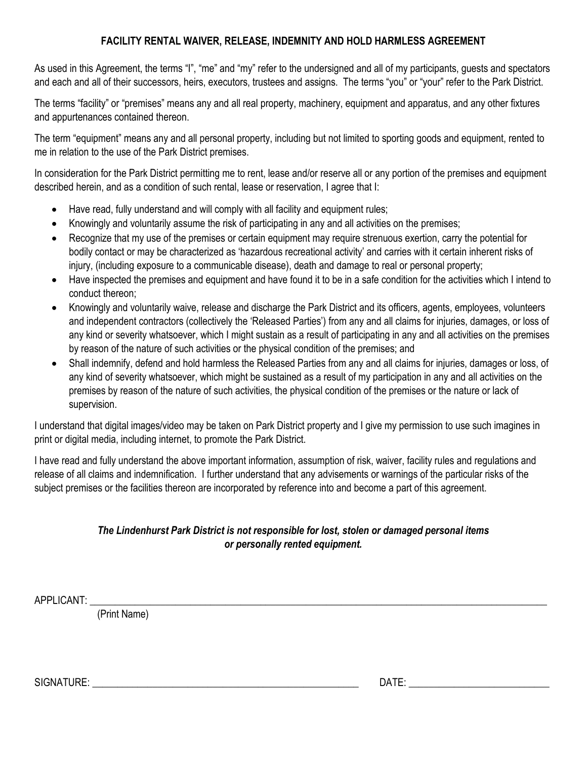## FACILITY RENTAL WAIVER, RELEASE, INDEMNITY AND HOLD HARMLESS AGREEMENT

As used in this Agreement, the terms "I", "me" and "my" refer to the undersigned and all of my participants, guests and spectators and each and all of their successors, heirs, executors, trustees and assigns. The terms "you" or "your" refer to the Park District.

The terms "facility" or "premises" means any and all real property, machinery, equipment and apparatus, and any other fixtures and appurtenances contained thereon.

The term "equipment" means any and all personal property, including but not limited to sporting goods and equipment, rented to me in relation to the use of the Park District premises.

In consideration for the Park District permitting me to rent, lease and/or reserve all or any portion of the premises and equipment described herein, and as a condition of such rental, lease or reservation, I agree that I:

- Have read, fully understand and will comply with all facility and equipment rules;
- Knowingly and voluntarily assume the risk of participating in any and all activities on the premises;
- Recognize that my use of the premises or certain equipment may require strenuous exertion, carry the potential for bodily contact or may be characterized as 'hazardous recreational activity' and carries with it certain inherent risks of injury, (including exposure to a communicable disease), death and damage to real or personal property;
- Have inspected the premises and equipment and have found it to be in a safe condition for the activities which I intend to conduct thereon;
- Knowingly and voluntarily waive, release and discharge the Park District and its officers, agents, employees, volunteers and independent contractors (collectively the 'Released Parties') from any and all claims for injuries, damages, or loss of any kind or severity whatsoever, which I might sustain as a result of participating in any and all activities on the premises by reason of the nature of such activities or the physical condition of the premises; and
- Shall indemnify, defend and hold harmless the Released Parties from any and all claims for injuries, damages or loss, of any kind of severity whatsoever, which might be sustained as a result of my participation in any and all activities on the premises by reason of the nature of such activities, the physical condition of the premises or the nature or lack of supervision.

I understand that digital images/video may be taken on Park District property and I give my permission to use such imagines in print or digital media, including internet, to promote the Park District.

I have read and fully understand the above important information, assumption of risk, waiver, facility rules and regulations and release of all claims and indemnification. I further understand that any advisements or warnings of the particular risks of the subject premises or the facilities thereon are incorporated by reference into and become a part of this agreement.

***The Lindenhurst Park District is not responsible for lost, stolen or damaged personal items or personally rented equipment.***

APPLICANT: ______________________________________________
(Print Name)

SIGNATURE: ______________________________ DATE: ______________